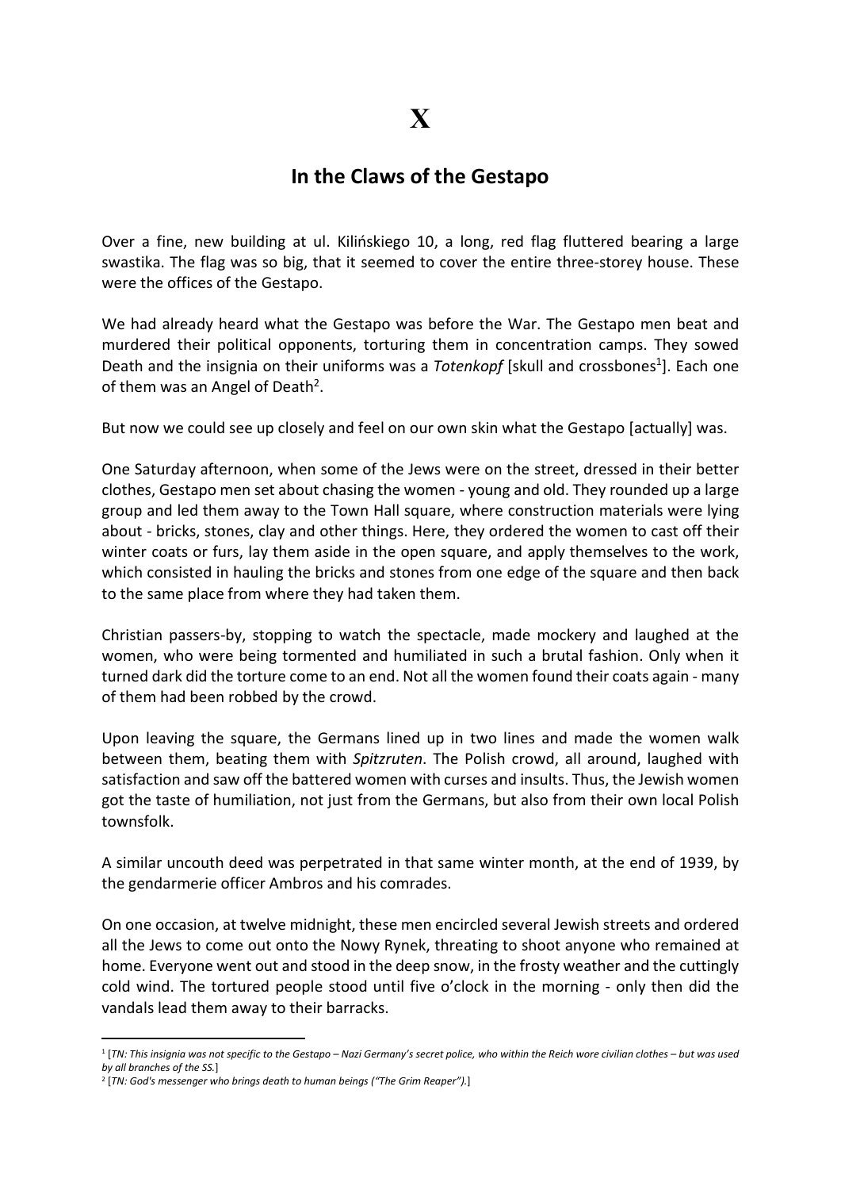# X

## In the Claws of the Gestapo

Over a fine, new building at ul. Kilińskiego 10, a long, red flag fluttered bearing a large swastika. The flag was so big, that it seemed to cover the entire three-storey house. These were the offices of the Gestapo.

We had already heard what the Gestapo was before the War. The Gestapo men beat and murdered their political opponents, torturing them in concentration camps. They sowed Death and the insignia on their uniforms was a *Totenkopf* [skull and crossbones[1]]. Each one of them was an Angel of Death[2].

But now we could see up closely and feel on our own skin what the Gestapo [actually] was.

One Saturday afternoon, when some of the Jews were on the street, dressed in their better clothes, Gestapo men set about chasing the women - young and old. They rounded up a large group and led them away to the Town Hall square, where construction materials were lying about - bricks, stones, clay and other things. Here, they ordered the women to cast off their winter coats or furs, lay them aside in the open square, and apply themselves to the work, which consisted in hauling the bricks and stones from one edge of the square and then back to the same place from where they had taken them.

Christian passers-by, stopping to watch the spectacle, made mockery and laughed at the women, who were being tormented and humiliated in such a brutal fashion. Only when it turned dark did the torture come to an end. Not all the women found their coats again - many of them had been robbed by the crowd.

Upon leaving the square, the Germans lined up in two lines and made the women walk between them, beating them with *Spitzruten*. The Polish crowd, all around, laughed with satisfaction and saw off the battered women with curses and insults. Thus, the Jewish women got the taste of humiliation, not just from the Germans, but also from their own local Polish townsfolk.

A similar uncouth deed was perpetrated in that same winter month, at the end of 1939, by the gendarmerie officer Ambros and his comrades.

On one occasion, at twelve midnight, these men encircled several Jewish streets and ordered all the Jews to come out onto the Nowy Rynek, threating to shoot anyone who remained at home. Everyone went out and stood in the deep snow, in the frosty weather and the cuttingly cold wind. The tortured people stood until five o'clock in the morning - only then did the vandals lead them away to their barracks.

---

[1] [*TN: This insignia was not specific to the Gestapo – Nazi Germany's secret police, who within the Reich wore civilian clothes – but was used by all branches of the SS.*]

[2] [*TN: God's messenger who brings death to human beings ("The Grim Reaper").*]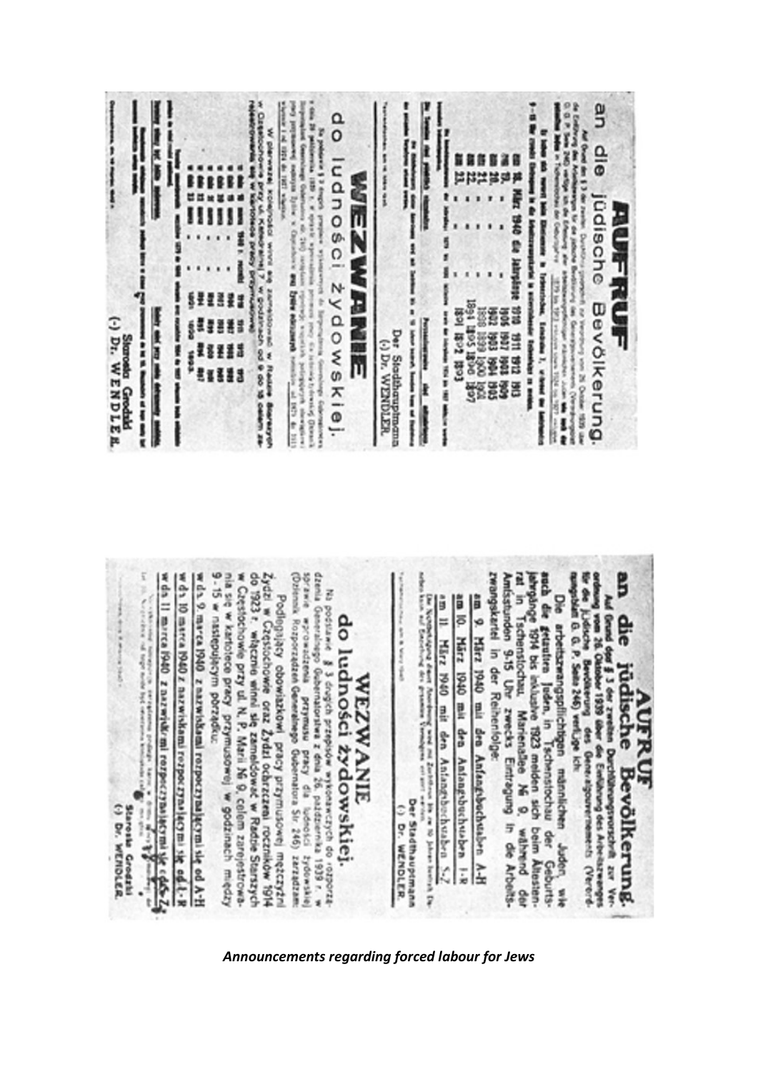# AUFRUF

## an die jüdische Bevölkerung.

| | | | | | |
|---|---|---|---|---|---|
| am 18. März 1940 die Jahrgänge | 1910 | 1911 | 1912 | 1913 |
| am 19. | 1906 | 1907 | 1908 | 1909 |
| am 20. | 1902 | 1903 | 1904 | 1905 |
| am 21. | 1898 | 1899 | 1900 | 1901 |
| am 22. | 1894 | 1895 | 1896 | 1897 |
| am 23. | 1891 | 1892 | 1893 | |

Der Stadthauptmann
(-) Dr. WENDLER.

# WEZWANIE

## do ludności żydowskiej.

Starosta Grodzki
(-) Dr. WENDLER.

---

# AUFRUF

## an die jüdische Bevölkerung.

Auf Grund des § 3 der zweiten Durchführungsvorschrift zur Verordnung vom 26. Oktober 1939 über die Einführung des Arbeitszwanges für die jüdische Bevölkerung des Generalgouvernements (Verordnungsblatt G. G. P. Seite 246) verfüge ich:

Die arbeitszwangspflichtigen männlichen Juden, wie auch die getauften Juden, in Tschenstochau der Geburtsjahrgänge 1914 bis inklusive 1923 melden sich beim Ältestenrat in Tschenstochau, Marienallee № 9, während der Amtsstunden 9-15 Uhr zwecks Eintragung in die Arbeitszwangskartei in der Reihenfolge:

am 9. März 1940 mit den Anfangsbuchstaben A-H

am 10. März 1940 mit den Anfangsbuchstaben I-R

am 11. März 1940 mit den Anfangsbuchstaben S-Z

Der Stadthauptmann
(-) Dr. WENDLER.

# WEZWANIE

## do ludności żydowskiej.

Na podstawie § 3 drugich przepisów wykonawczych do rozporządzenia Generalnego Gubernatorstwa z dnia 26. października 1939 r. w sprawie wprowadzenia przymusu pracy dla ludności żydowskiej (Dziennik Rozporządzeń Generalnego Gubernatora Str. 246) zarządzam:

Podlegający obowiązkowi pracy przymusowej mężczyźni Żydzi w Częstochowie oraz Żydzi ochrzczeni roczników 1914 do 1923 r. włącznie winni się zameldować w Radzie Starszych w Częstochowie przy ul. N. P. Marii № 9, celem zarejestrowania się w kartotece pracy przymusowej w godzinach między 9-15 w następującym porządku:

w dn. 9 marca 1940 z nazwiskami rozpoczynającymi się od A-H

w dn. 10 marca 1940 z nazwiskami rozpoczynającymi się od I-R

w dn. 11 marca 1940 z nazwiskami rozpoczynającymi się od S-Z

Starosta Grodzki
(-) Dr. WENDLER.

*Announcements regarding forced labour for Jews*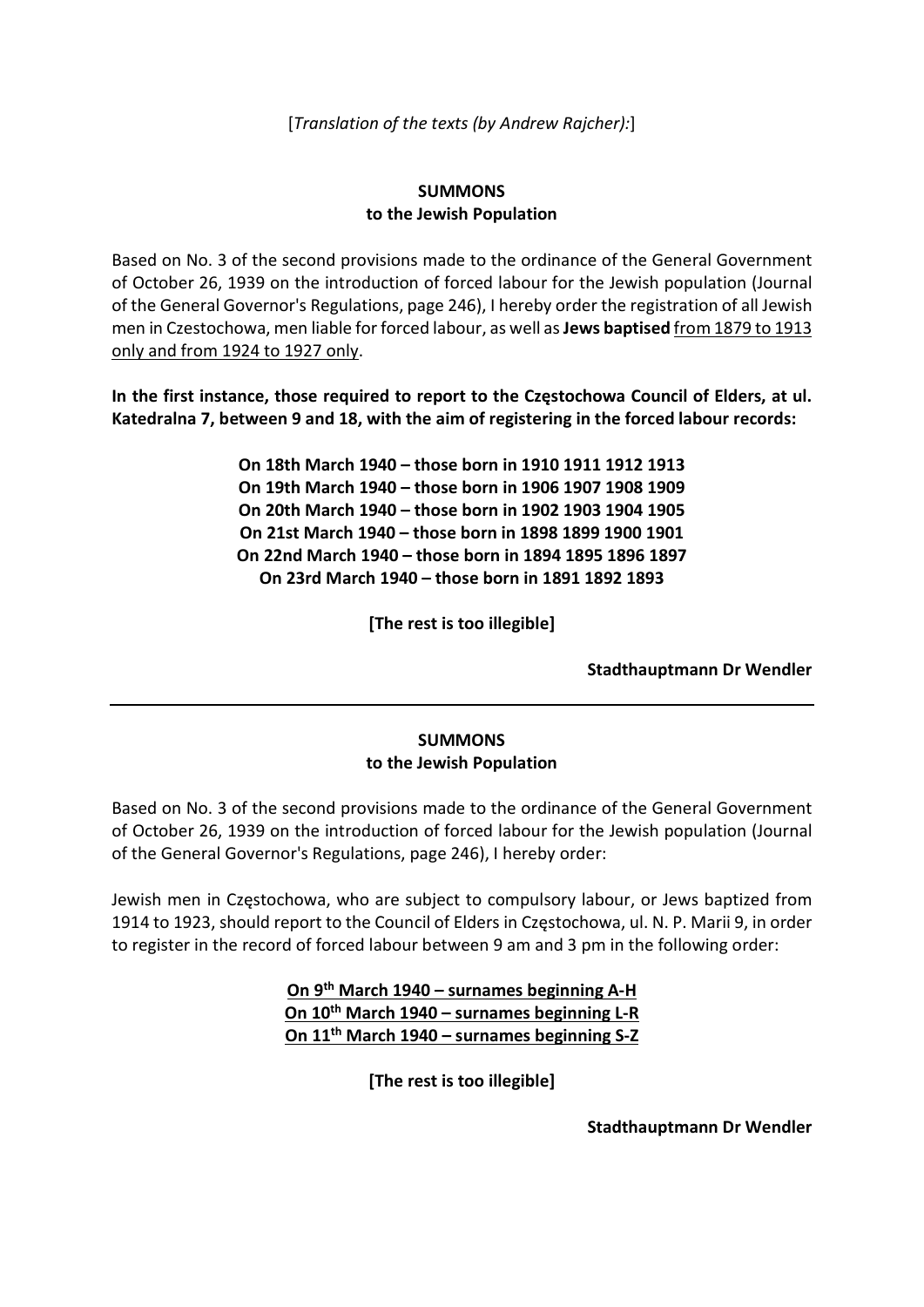[*Translation of the texts (by Andrew Rajcher):*]

## SUMMONS
## to the Jewish Population

Based on No. 3 of the second provisions made to the ordinance of the General Government of October 26, 1939 on the introduction of forced labour for the Jewish population (Journal of the General Governor's Regulations, page 246), I hereby order the registration of all Jewish men in Czestochowa, men liable for forced labour, as well as **Jews baptised** <u>from 1879 to 1913 only and from 1924 to 1927 only</u>.

**In the first instance, those required to report to the Częstochowa Council of Elders, at ul. Katedralna 7, between 9 and 18, with the aim of registering in the forced labour records:**

**On 18th March 1940 – those born in 1910 1911 1912 1913**
**On 19th March 1940 – those born in 1906 1907 1908 1909**
**On 20th March 1940 – those born in 1902 1903 1904 1905**
**On 21st March 1940 – those born in 1898 1899 1900 1901**
**On 22nd March 1940 – those born in 1894 1895 1896 1897**
**On 23rd March 1940 – those born in 1891 1892 1893**

**[The rest is too illegible]**

**Stadthauptmann Dr Wendler**

---

## SUMMONS
## to the Jewish Population

Based on No. 3 of the second provisions made to the ordinance of the General Government of October 26, 1939 on the introduction of forced labour for the Jewish population (Journal of the General Governor's Regulations, page 246), I hereby order:

Jewish men in Częstochowa, who are subject to compulsory labour, or Jews baptized from 1914 to 1923, should report to the Council of Elders in Częstochowa, ul. N. P. Marii 9, in order to register in the record of forced labour between 9 am and 3 pm in the following order:

**<u>On 9th March 1940 – surnames beginning A-H</u>**
**<u>On 10th March 1940 – surnames beginning L-R</u>**
**<u>On 11th March 1940 – surnames beginning S-Z</u>**

**[The rest is too illegible]**

**Stadthauptmann Dr Wendler**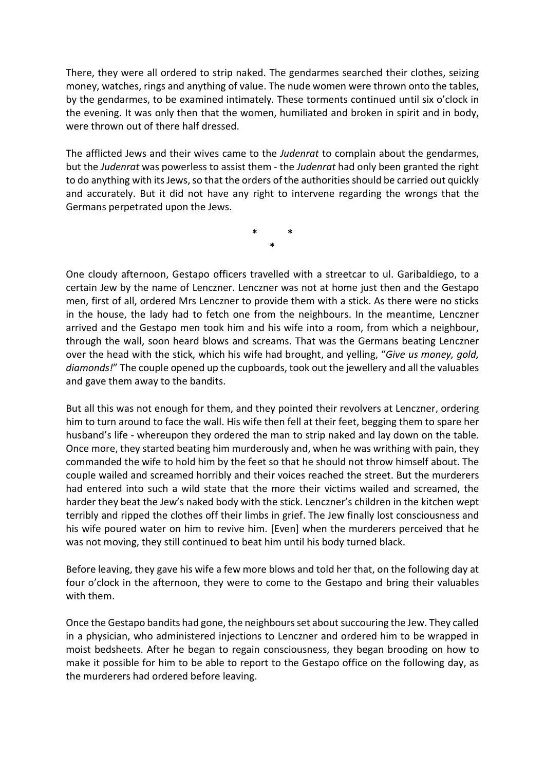There, they were all ordered to strip naked. The gendarmes searched their clothes, seizing money, watches, rings and anything of value. The nude women were thrown onto the tables, by the gendarmes, to be examined intimately. These torments continued until six o'clock in the evening. It was only then that the women, humiliated and broken in spirit and in body, were thrown out of there half dressed.

The afflicted Jews and their wives came to the *Judenrat* to complain about the gendarmes, but the *Judenrat* was powerless to assist them - the *Judenrat* had only been granted the right to do anything with its Jews, so that the orders of the authorities should be carried out quickly and accurately. But it did not have any right to intervene regarding the wrongs that the Germans perpetrated upon the Jews.

\* \*
\*

One cloudy afternoon, Gestapo officers travelled with a streetcar to ul. Garibaldiego, to a certain Jew by the name of Lenczner. Lenczner was not at home just then and the Gestapo men, first of all, ordered Mrs Lenczner to provide them with a stick. As there were no sticks in the house, the lady had to fetch one from the neighbours. In the meantime, Lenczner arrived and the Gestapo men took him and his wife into a room, from which a neighbour, through the wall, soon heard blows and screams. That was the Germans beating Lenczner over the head with the stick, which his wife had brought, and yelling, "*Give us money, gold, diamonds!*" The couple opened up the cupboards, took out the jewellery and all the valuables and gave them away to the bandits.

But all this was not enough for them, and they pointed their revolvers at Lenczner, ordering him to turn around to face the wall. His wife then fell at their feet, begging them to spare her husband's life - whereupon they ordered the man to strip naked and lay down on the table. Once more, they started beating him murderously and, when he was writhing with pain, they commanded the wife to hold him by the feet so that he should not throw himself about. The couple wailed and screamed horribly and their voices reached the street. But the murderers had entered into such a wild state that the more their victims wailed and screamed, the harder they beat the Jew's naked body with the stick. Lenczner's children in the kitchen wept terribly and ripped the clothes off their limbs in grief. The Jew finally lost consciousness and his wife poured water on him to revive him. [Even] when the murderers perceived that he was not moving, they still continued to beat him until his body turned black.

Before leaving, they gave his wife a few more blows and told her that, on the following day at four o'clock in the afternoon, they were to come to the Gestapo and bring their valuables with them.

Once the Gestapo bandits had gone, the neighbours set about succouring the Jew. They called in a physician, who administered injections to Lenczner and ordered him to be wrapped in moist bedsheets. After he began to regain consciousness, they began brooding on how to make it possible for him to be able to report to the Gestapo office on the following day, as the murderers had ordered before leaving.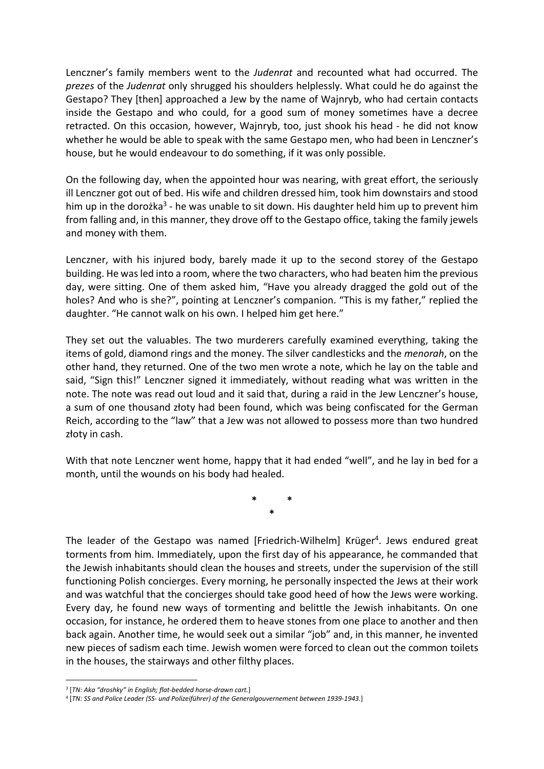Lenczner's family members went to the *Judenrat* and recounted what had occurred. The *prezes* of the *Judenrat* only shrugged his shoulders helplessly. What could he do against the Gestapo? They [then] approached a Jew by the name of Wajnryb, who had certain contacts inside the Gestapo and who could, for a good sum of money sometimes have a decree retracted. On this occasion, however, Wajnryb, too, just shook his head - he did not know whether he would be able to speak with the same Gestapo men, who had been in Lenczner's house, but he would endeavour to do something, if it was only possible.

On the following day, when the appointed hour was nearing, with great effort, the seriously ill Lenczner got out of bed. His wife and children dressed him, took him downstairs and stood him up in the dorożka[3] - he was unable to sit down. His daughter held him up to prevent him from falling and, in this manner, they drove off to the Gestapo office, taking the family jewels and money with them.

Lenczner, with his injured body, barely made it up to the second storey of the Gestapo building. He was led into a room, where the two characters, who had beaten him the previous day, were sitting. One of them asked him, "Have you already dragged the gold out of the holes? And who is she?", pointing at Lenczner's companion. "This is my father," replied the daughter. "He cannot walk on his own. I helped him get here."

They set out the valuables. The two murderers carefully examined everything, taking the items of gold, diamond rings and the money. The silver candlesticks and the *menorah*, on the other hand, they returned. One of the two men wrote a note, which he lay on the table and said, "Sign this!" Lenczner signed it immediately, without reading what was written in the note. The note was read out loud and it said that, during a raid in the Jew Lenczner's house, a sum of one thousand złoty had been found, which was being confiscated for the German Reich, according to the "law" that a Jew was not allowed to possess more than two hundred złoty in cash.

With that note Lenczner went home, happy that it had ended "well", and he lay in bed for a month, until the wounds on his body had healed.

\* \*
\*

The leader of the Gestapo was named [Friedrich-Wilhelm] Krüger[4]. Jews endured great torments from him. Immediately, upon the first day of his appearance, he commanded that the Jewish inhabitants should clean the houses and streets, under the supervision of the still functioning Polish concierges. Every morning, he personally inspected the Jews at their work and was watchful that the concierges should take good heed of how the Jews were working. Every day, he found new ways of tormenting and belittle the Jewish inhabitants. On one occasion, for instance, he ordered them to heave stones from one place to another and then back again. Another time, he would seek out a similar "job" and, in this manner, he invented new pieces of sadism each time. Jewish women were forced to clean out the common toilets in the houses, the stairways and other filthy places.

---

[3] [*TN: Aka "droshky" in English; flat-bedded horse-drawn cart.*]

[4] [*TN: SS and Police Leader (SS- und Polizeiführer) of the Generalgouvernement between 1939-1943.*]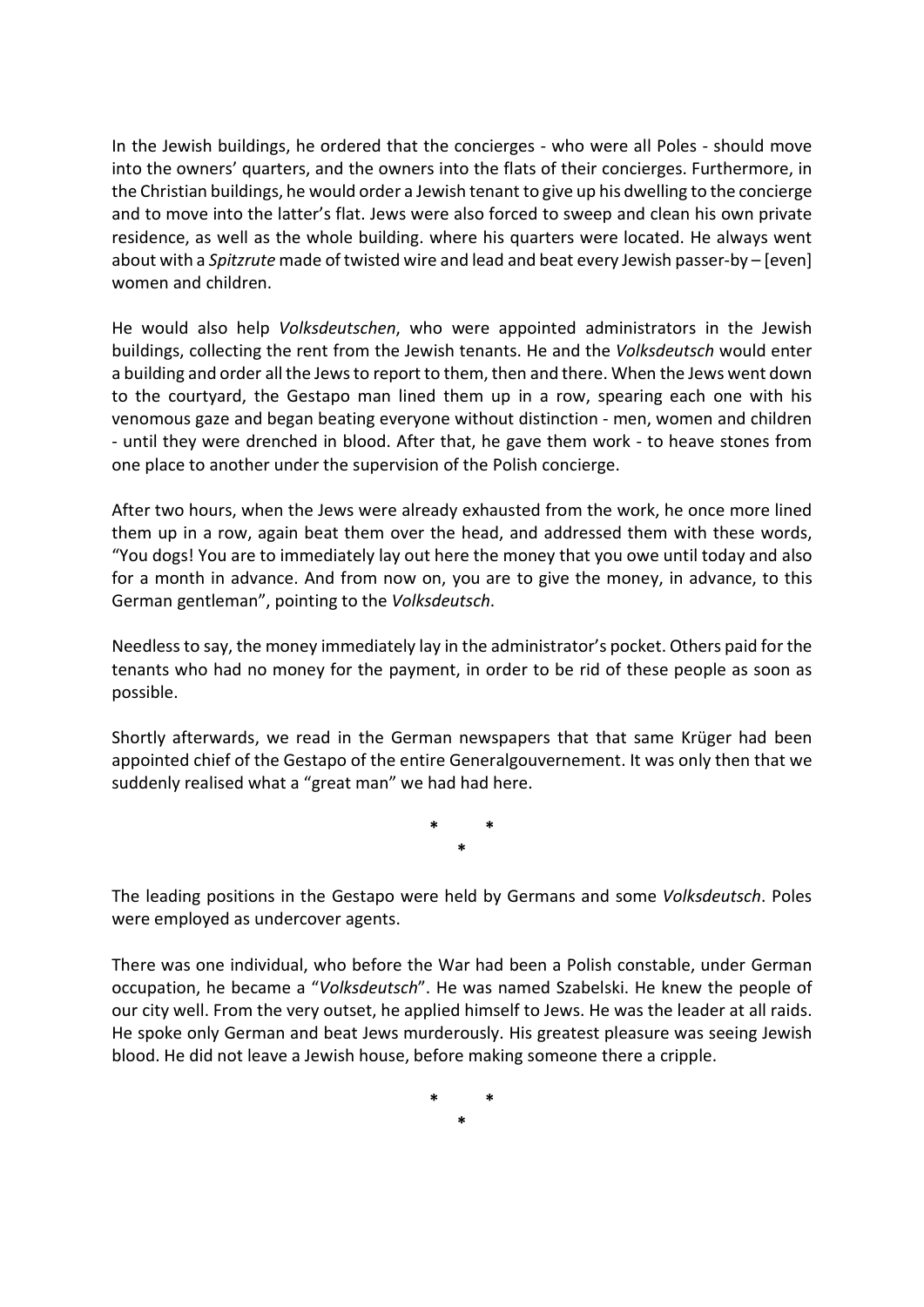In the Jewish buildings, he ordered that the concierges - who were all Poles - should move into the owners' quarters, and the owners into the flats of their concierges. Furthermore, in the Christian buildings, he would order a Jewish tenant to give up his dwelling to the concierge and to move into the latter's flat. Jews were also forced to sweep and clean his own private residence, as well as the whole building. where his quarters were located. He always went about with a *Spitzrute* made of twisted wire and lead and beat every Jewish passer-by – [even] women and children.

He would also help *Volksdeutschen*, who were appointed administrators in the Jewish buildings, collecting the rent from the Jewish tenants. He and the *Volksdeutsch* would enter a building and order all the Jews to report to them, then and there. When the Jews went down to the courtyard, the Gestapo man lined them up in a row, spearing each one with his venomous gaze and began beating everyone without distinction - men, women and children - until they were drenched in blood. After that, he gave them work - to heave stones from one place to another under the supervision of the Polish concierge.

After two hours, when the Jews were already exhausted from the work, he once more lined them up in a row, again beat them over the head, and addressed them with these words, "You dogs! You are to immediately lay out here the money that you owe until today and also for a month in advance. And from now on, you are to give the money, in advance, to this German gentleman", pointing to the *Volksdeutsch*.

Needless to say, the money immediately lay in the administrator's pocket. Others paid for the tenants who had no money for the payment, in order to be rid of these people as soon as possible.

Shortly afterwards, we read in the German newspapers that that same Krüger had been appointed chief of the Gestapo of the entire Generalgouvernement. It was only then that we suddenly realised what a "great man" we had had here.

\*   \*
\*

The leading positions in the Gestapo were held by Germans and some *Volksdeutsch*. Poles were employed as undercover agents.

There was one individual, who before the War had been a Polish constable, under German occupation, he became a "*Volksdeutsch*". He was named Szabelski. He knew the people of our city well. From the very outset, he applied himself to Jews. He was the leader at all raids. He spoke only German and beat Jews murderously. His greatest pleasure was seeing Jewish blood. He did not leave a Jewish house, before making someone there a cripple.

\*   \*
\*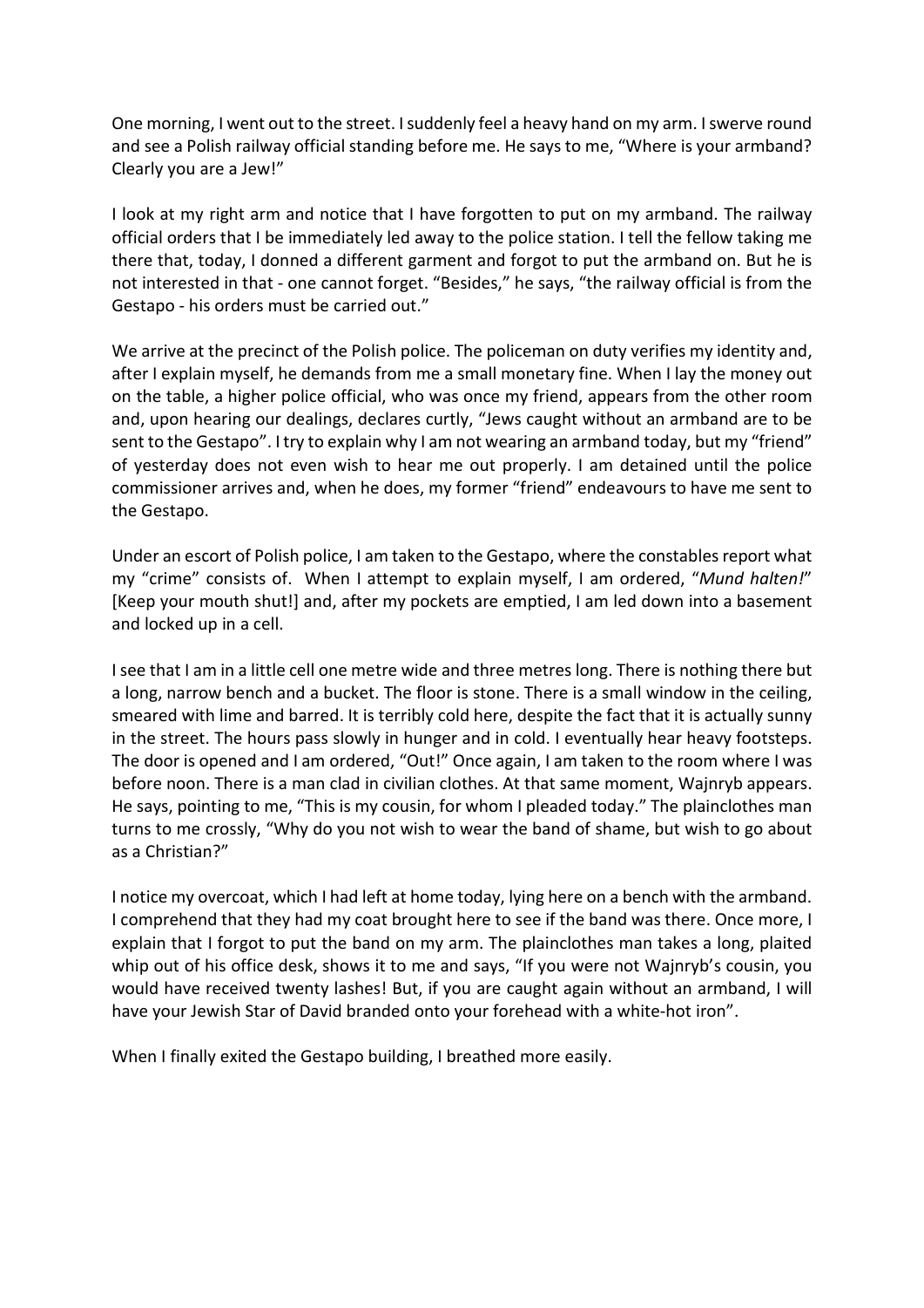One morning, I went out to the street. I suddenly feel a heavy hand on my arm. I swerve round and see a Polish railway official standing before me. He says to me, "Where is your armband? Clearly you are a Jew!"

I look at my right arm and notice that I have forgotten to put on my armband. The railway official orders that I be immediately led away to the police station. I tell the fellow taking me there that, today, I donned a different garment and forgot to put the armband on. But he is not interested in that - one cannot forget. "Besides," he says, "the railway official is from the Gestapo - his orders must be carried out."

We arrive at the precinct of the Polish police. The policeman on duty verifies my identity and, after I explain myself, he demands from me a small monetary fine. When I lay the money out on the table, a higher police official, who was once my friend, appears from the other room and, upon hearing our dealings, declares curtly, "Jews caught without an armband are to be sent to the Gestapo". I try to explain why I am not wearing an armband today, but my "friend" of yesterday does not even wish to hear me out properly. I am detained until the police commissioner arrives and, when he does, my former "friend" endeavours to have me sent to the Gestapo.

Under an escort of Polish police, I am taken to the Gestapo, where the constables report what my "crime" consists of. When I attempt to explain myself, I am ordered, "*Mund halten!*" [Keep your mouth shut!] and, after my pockets are emptied, I am led down into a basement and locked up in a cell.

I see that I am in a little cell one metre wide and three metres long. There is nothing there but a long, narrow bench and a bucket. The floor is stone. There is a small window in the ceiling, smeared with lime and barred. It is terribly cold here, despite the fact that it is actually sunny in the street. The hours pass slowly in hunger and in cold. I eventually hear heavy footsteps. The door is opened and I am ordered, "Out!" Once again, I am taken to the room where I was before noon. There is a man clad in civilian clothes. At that same moment, Wajnryb appears. He says, pointing to me, "This is my cousin, for whom I pleaded today." The plainclothes man turns to me crossly, "Why do you not wish to wear the band of shame, but wish to go about as a Christian?"

I notice my overcoat, which I had left at home today, lying here on a bench with the armband. I comprehend that they had my coat brought here to see if the band was there. Once more, I explain that I forgot to put the band on my arm. The plainclothes man takes a long, plaited whip out of his office desk, shows it to me and says, "If you were not Wajnryb's cousin, you would have received twenty lashes! But, if you are caught again without an armband, I will have your Jewish Star of David branded onto your forehead with a white-hot iron".

When I finally exited the Gestapo building, I breathed more easily.